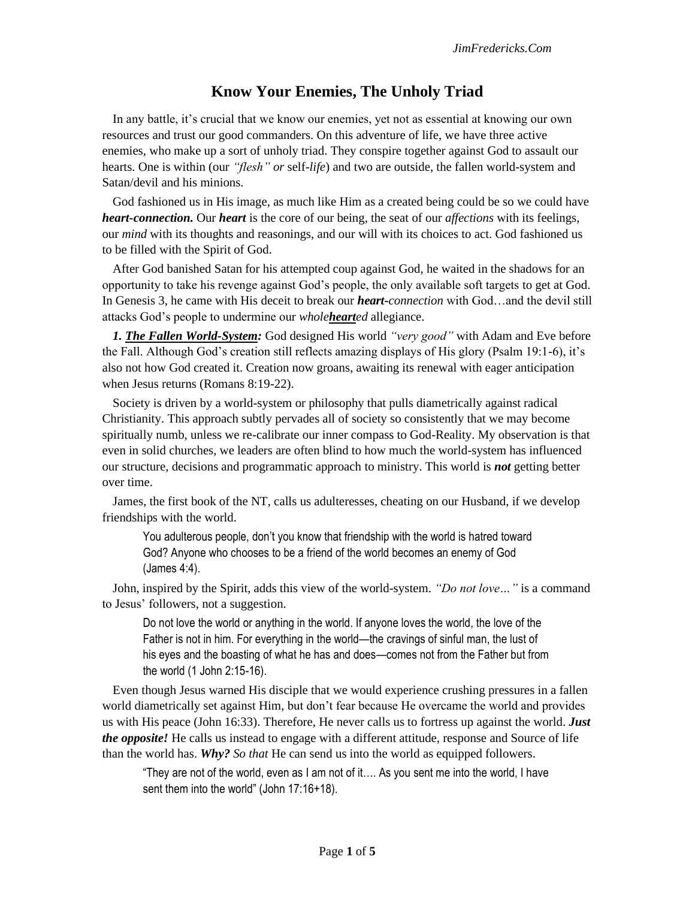# Know Your Enemies, The Unholy Triad

In any battle, it's crucial that we know our enemies, yet not as essential at knowing our own resources and trust our good commanders. On this adventure of life, we have three active enemies, who make up a sort of unholy triad. They conspire together against God to assault our hearts. One is within (our *"flesh" or* self-*life*) and two are outside, the fallen world-system and Satan/devil and his minions.

God fashioned us in His image, as much like Him as a created being could be so we could have ***heart-connection.*** Our ***heart*** is the core of our being, the seat of our *affections* with its feelings, our *mind* with its thoughts and reasonings, and our will with its choices to act. God fashioned us to be filled with the Spirit of God.

After God banished Satan for his attempted coup against God, he waited in the shadows for an opportunity to take his revenge against God's people, the only available soft targets to get at God. In Genesis 3, he came with His deceit to break our ***heart****-connection* with God…and the devil still attacks God's people to undermine our *whole**heart**ed* allegiance.

***1. The Fallen World-System:*** God designed His world *"very good"* with Adam and Eve before the Fall. Although God's creation still reflects amazing displays of His glory (Psalm 19:1-6), it's also not how God created it. Creation now groans, awaiting its renewal with eager anticipation when Jesus returns (Romans 8:19-22).

Society is driven by a world-system or philosophy that pulls diametrically against radical Christianity. This approach subtly pervades all of society so consistently that we may become spiritually numb, unless we re-calibrate our inner compass to God-Reality. My observation is that even in solid churches, we leaders are often blind to how much the world-system has influenced our structure, decisions and programmatic approach to ministry. This world is ***not*** getting better over time.

James, the first book of the NT, calls us adulteresses, cheating on our Husband, if we develop friendships with the world.

> You adulterous people, don't you know that friendship with the world is hatred toward God? Anyone who chooses to be a friend of the world becomes an enemy of God (James 4:4).

John, inspired by the Spirit, adds this view of the world-system. *"Do not love…"* is a command to Jesus' followers, not a suggestion.

> Do not love the world or anything in the world. If anyone loves the world, the love of the Father is not in him. For everything in the world—the cravings of sinful man, the lust of his eyes and the boasting of what he has and does—comes not from the Father but from the world (1 John 2:15-16).

Even though Jesus warned His disciple that we would experience crushing pressures in a fallen world diametrically set against Him, but don't fear because He overcame the world and provides us with His peace (John 16:33). Therefore, He never calls us to fortress up against the world. ***Just the opposite!*** He calls us instead to engage with a different attitude, response and Source of life than the world has. ***Why?*** *So that* He can send us into the world as equipped followers.

> "They are not of the world, even as I am not of it…. As you sent me into the world, I have sent them into the world" (John 17:16+18).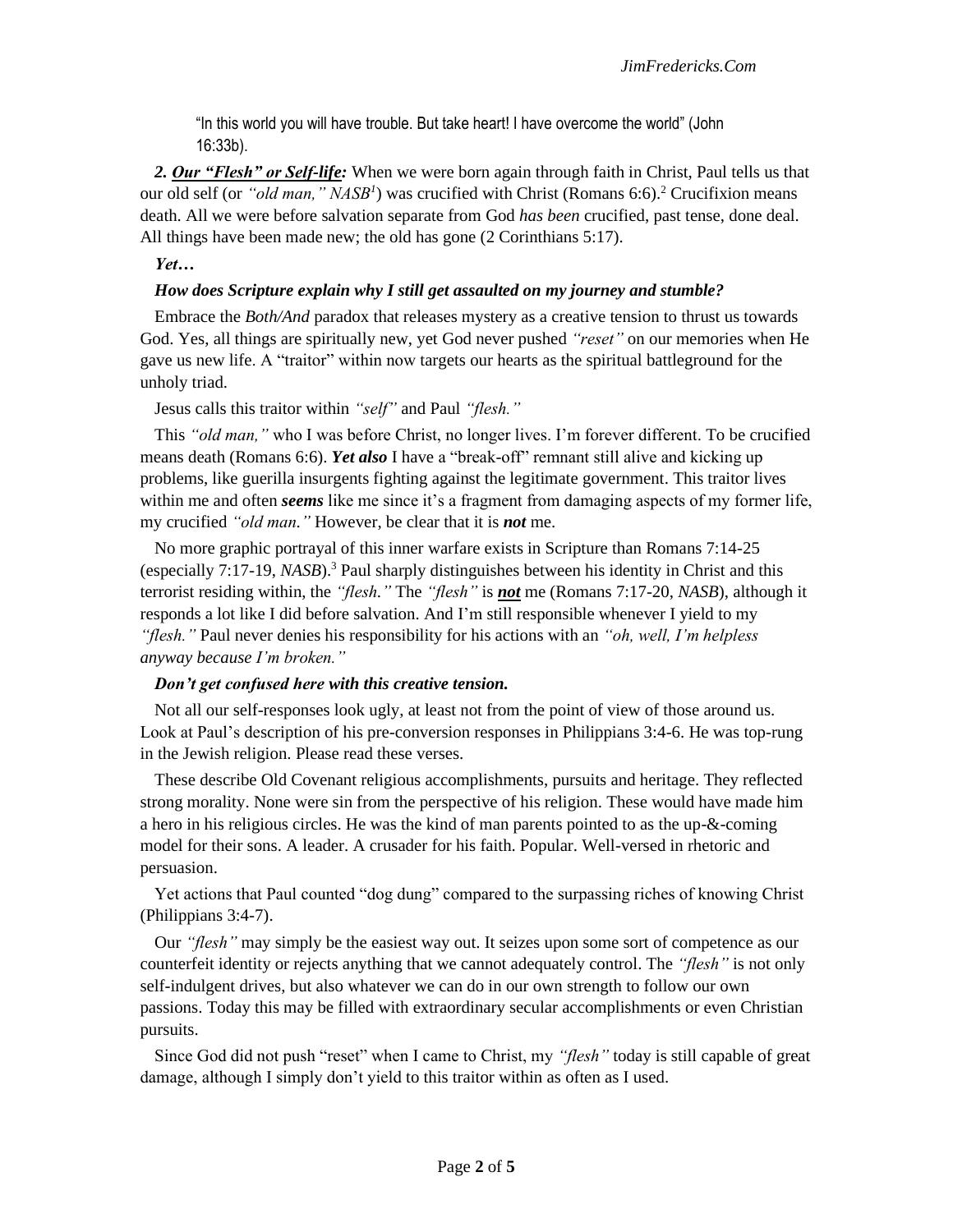"In this world you will have trouble. But take heart! I have overcome the world" (John 16:33b).

***2. <u>Our "Flesh" or Self-life</u>:*** When we were born again through faith in Christ, Paul tells us that our old self (or *"old man," NASB*[1]) was crucified with Christ (Romans 6:6).[2] Crucifixion means death. All we were before salvation separate from God *has been* crucified, past tense, done deal. All things have been made new; the old has gone (2 Corinthians 5:17).

***Yet…***

***How does Scripture explain why I still get assaulted on my journey and stumble?***

Embrace the *Both/And* paradox that releases mystery as a creative tension to thrust us towards God. Yes, all things are spiritually new, yet God never pushed *"reset"* on our memories when He gave us new life. A "traitor" within now targets our hearts as the spiritual battleground for the unholy triad.

Jesus calls this traitor within *"self"* and Paul *"flesh."*

This *"old man,"* who I was before Christ, no longer lives. I'm forever different. To be crucified means death (Romans 6:6). ***Yet also*** I have a "break-off" remnant still alive and kicking up problems, like guerilla insurgents fighting against the legitimate government. This traitor lives within me and often ***seems*** like me since it's a fragment from damaging aspects of my former life, my crucified *"old man."* However, be clear that it is ***not*** me.

No more graphic portrayal of this inner warfare exists in Scripture than Romans 7:14-25 (especially 7:17-19, *NASB*).[3] Paul sharply distinguishes between his identity in Christ and this terrorist residing within, the *"flesh."* The *"flesh"* is ***<u>not</u>*** me (Romans 7:17-20, *NASB*), although it responds a lot like I did before salvation. And I'm still responsible whenever I yield to my *"flesh."* Paul never denies his responsibility for his actions with an *"oh, well, I'm helpless anyway because I'm broken."*

***Don't get confused here with this creative tension.***

Not all our self-responses look ugly, at least not from the point of view of those around us. Look at Paul's description of his pre-conversion responses in Philippians 3:4-6. He was top-rung in the Jewish religion. Please read these verses.

These describe Old Covenant religious accomplishments, pursuits and heritage. They reflected strong morality. None were sin from the perspective of his religion. These would have made him a hero in his religious circles. He was the kind of man parents pointed to as the up-&-coming model for their sons. A leader. A crusader for his faith. Popular. Well-versed in rhetoric and persuasion.

Yet actions that Paul counted "dog dung" compared to the surpassing riches of knowing Christ (Philippians 3:4-7).

Our *"flesh"* may simply be the easiest way out. It seizes upon some sort of competence as our counterfeit identity or rejects anything that we cannot adequately control. The *"flesh"* is not only self-indulgent drives, but also whatever we can do in our own strength to follow our own passions. Today this may be filled with extraordinary secular accomplishments or even Christian pursuits.

Since God did not push "reset" when I came to Christ, my *"flesh"* today is still capable of great damage, although I simply don't yield to this traitor within as often as I used.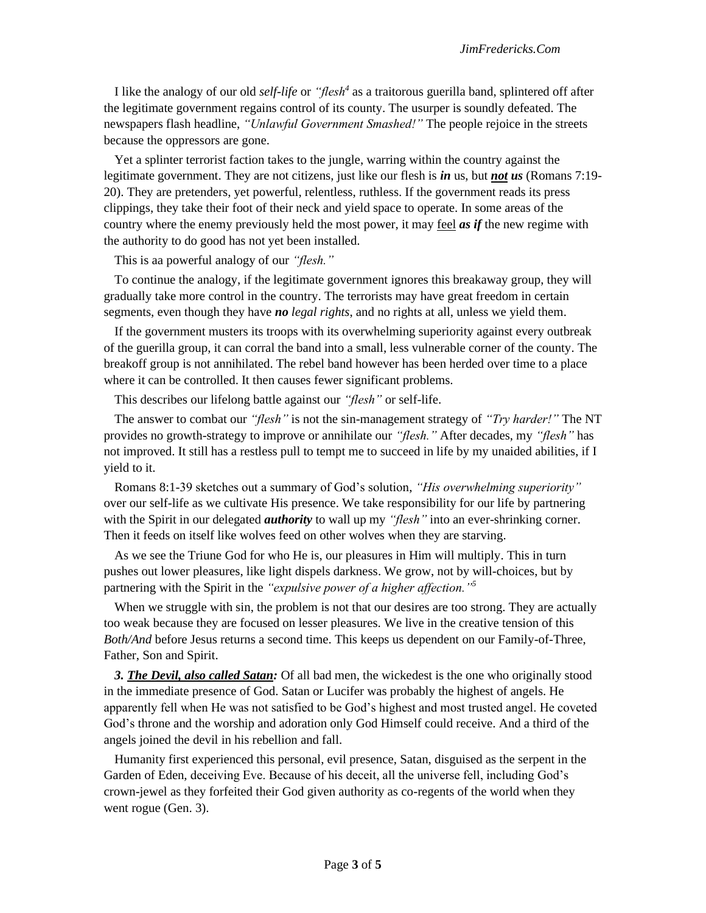I like the analogy of our old *self-life* or *"flesh*[4] as a traitorous guerilla band, splintered off after the legitimate government regains control of its county. The usurper is soundly defeated. The newspapers flash headline, *"Unlawful Government Smashed!"* The people rejoice in the streets because the oppressors are gone.

Yet a splinter terrorist faction takes to the jungle, warring within the country against the legitimate government. They are not citizens, just like our flesh is ***in*** us, but ***not us*** (Romans 7:19-20). They are pretenders, yet powerful, relentless, ruthless. If the government reads its press clippings, they take their foot of their neck and yield space to operate. In some areas of the country where the enemy previously held the most power, it may feel ***as if*** the new regime with the authority to do good has not yet been installed.

This is aa powerful analogy of our *"flesh."*

To continue the analogy, if the legitimate government ignores this breakaway group, they will gradually take more control in the country. The terrorists may have great freedom in certain segments, even though they have ***no** legal rights*, and no rights at all, unless we yield them.

If the government musters its troops with its overwhelming superiority against every outbreak of the guerilla group, it can corral the band into a small, less vulnerable corner of the county. The breakoff group is not annihilated. The rebel band however has been herded over time to a place where it can be controlled. It then causes fewer significant problems.

This describes our lifelong battle against our *"flesh"* or self-life.

The answer to combat our *"flesh"* is not the sin-management strategy of *"Try harder!"* The NT provides no growth-strategy to improve or annihilate our *"flesh."* After decades, my *"flesh"* has not improved. It still has a restless pull to tempt me to succeed in life by my unaided abilities, if I yield to it.

Romans 8:1-39 sketches out a summary of God's solution, *"His overwhelming superiority"* over our self-life as we cultivate His presence. We take responsibility for our life by partnering with the Spirit in our delegated ***authority*** to wall up my *"flesh"* into an ever-shrinking corner. Then it feeds on itself like wolves feed on other wolves when they are starving.

As we see the Triune God for who He is, our pleasures in Him will multiply. This in turn pushes out lower pleasures, like light dispels darkness. We grow, not by will-choices, but by partnering with the Spirit in the *"expulsive power of a higher affection."*[5]

When we struggle with sin, the problem is not that our desires are too strong. They are actually too weak because they are focused on lesser pleasures. We live in the creative tension of this *Both/And* before Jesus returns a second time. This keeps us dependent on our Family-of-Three, Father, Son and Spirit.

***3. The Devil, also called Satan:*** Of all bad men, the wickedest is the one who originally stood in the immediate presence of God. Satan or Lucifer was probably the highest of angels. He apparently fell when He was not satisfied to be God's highest and most trusted angel. He coveted God's throne and the worship and adoration only God Himself could receive. And a third of the angels joined the devil in his rebellion and fall.

Humanity first experienced this personal, evil presence, Satan, disguised as the serpent in the Garden of Eden, deceiving Eve. Because of his deceit, all the universe fell, including God's crown-jewel as they forfeited their God given authority as co-regents of the world when they went rogue (Gen. 3).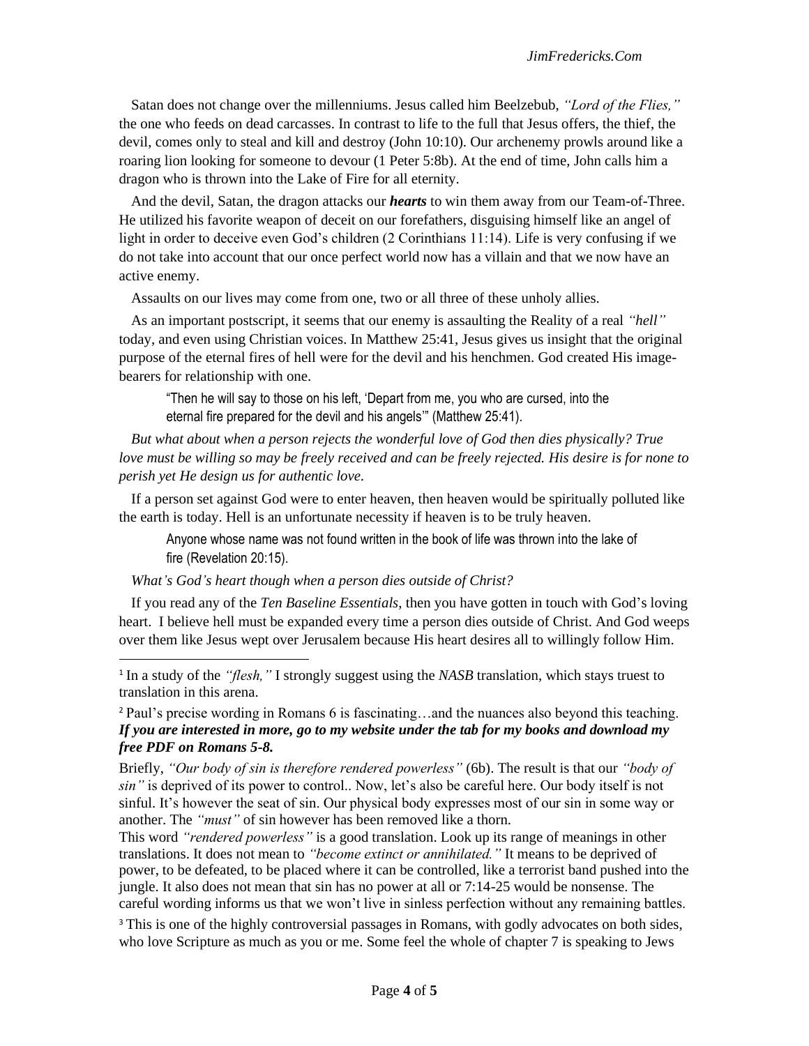Satan does not change over the millenniums. Jesus called him Beelzebub, *"Lord of the Flies,"* the one who feeds on dead carcasses. In contrast to life to the full that Jesus offers, the thief, the devil, comes only to steal and kill and destroy (John 10:10). Our archenemy prowls around like a roaring lion looking for someone to devour (1 Peter 5:8b). At the end of time, John calls him a dragon who is thrown into the Lake of Fire for all eternity.

And the devil, Satan, the dragon attacks our ***hearts*** to win them away from our Team-of-Three. He utilized his favorite weapon of deceit on our forefathers, disguising himself like an angel of light in order to deceive even God's children (2 Corinthians 11:14). Life is very confusing if we do not take into account that our once perfect world now has a villain and that we now have an active enemy.

Assaults on our lives may come from one, two or all three of these unholy allies.

As an important postscript, it seems that our enemy is assaulting the Reality of a real *"hell"* today, and even using Christian voices. In Matthew 25:41, Jesus gives us insight that the original purpose of the eternal fires of hell were for the devil and his henchmen. God created His image-bearers for relationship with one.

> "Then he will say to those on his left, 'Depart from me, you who are cursed, into the eternal fire prepared for the devil and his angels'" (Matthew 25:41).

*But what about when a person rejects the wonderful love of God then dies physically? True love must be willing so may be freely received and can be freely rejected. His desire is for none to perish yet He design us for authentic love.*

If a person set against God were to enter heaven, then heaven would be spiritually polluted like the earth is today. Hell is an unfortunate necessity if heaven is to be truly heaven.

> Anyone whose name was not found written in the book of life was thrown into the lake of fire (Revelation 20:15).

*What's God's heart though when a person dies outside of Christ?*

If you read any of the *Ten Baseline Essentials,* then you have gotten in touch with God's loving heart. I believe hell must be expanded every time a person dies outside of Christ. And God weeps over them like Jesus wept over Jerusalem because His heart desires all to willingly follow Him.

---

[1] In a study of the *"flesh,"* I strongly suggest using the *NASB* translation, which stays truest to translation in this arena.

[2] Paul's precise wording in Romans 6 is fascinating…and the nuances also beyond this teaching. ***If you are interested in more, go to my website under the tab for my books and download my free PDF on Romans 5-8.***

Briefly, *"Our body of sin is therefore rendered powerless"* (6b). The result is that our *"body of sin"* is deprived of its power to control.. Now, let's also be careful here. Our body itself is not sinful. It's however the seat of sin. Our physical body expresses most of our sin in some way or another. The *"must"* of sin however has been removed like a thorn.

This word *"rendered powerless"* is a good translation. Look up its range of meanings in other translations. It does not mean to *"become extinct or annihilated."* It means to be deprived of power, to be defeated, to be placed where it can be controlled, like a terrorist band pushed into the jungle. It also does not mean that sin has no power at all or 7:14-25 would be nonsense. The careful wording informs us that we won't live in sinless perfection without any remaining battles.

[3] This is one of the highly controversial passages in Romans, with godly advocates on both sides, who love Scripture as much as you or me. Some feel the whole of chapter 7 is speaking to Jews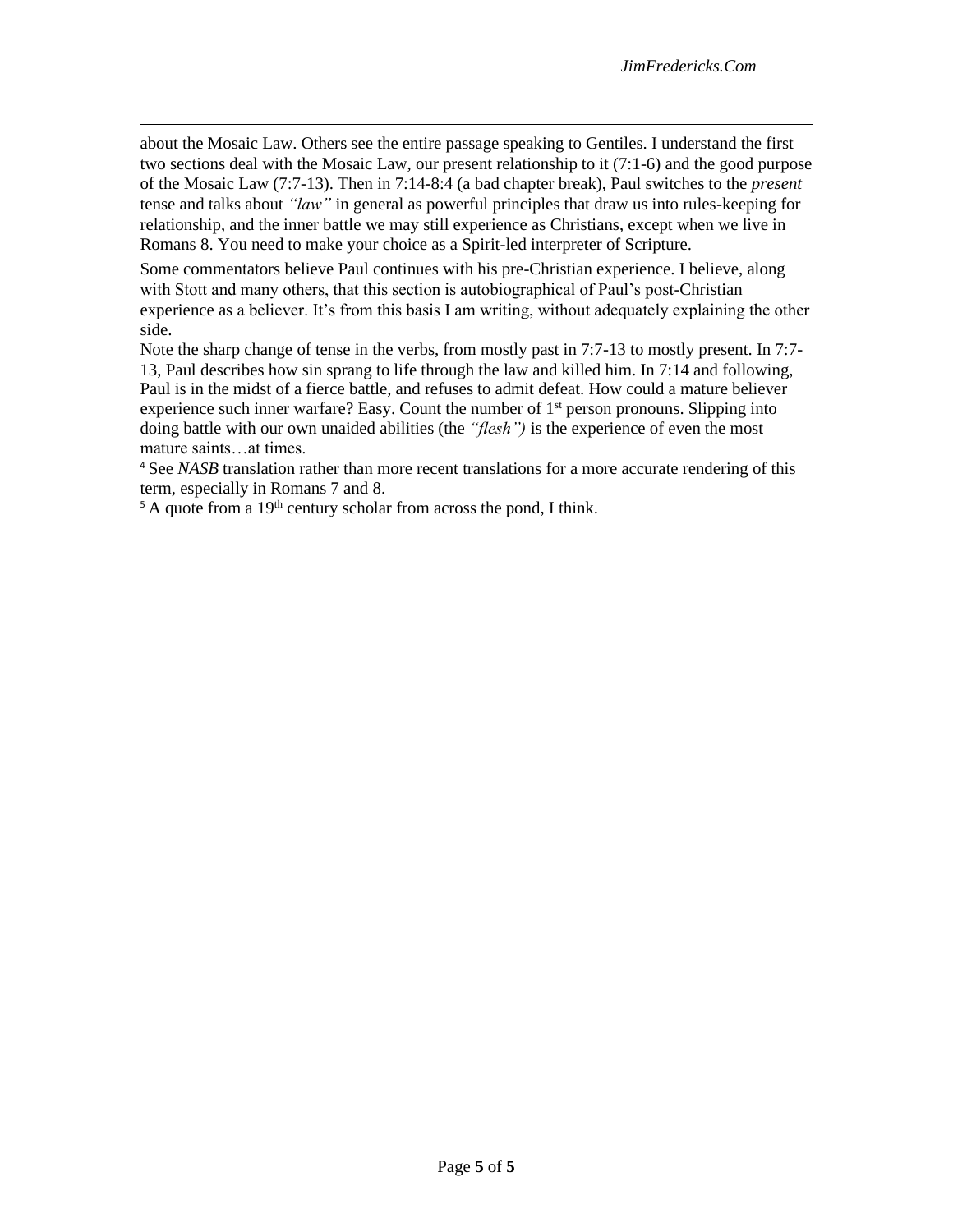about the Mosaic Law. Others see the entire passage speaking to Gentiles. I understand the first two sections deal with the Mosaic Law, our present relationship to it (7:1-6) and the good purpose of the Mosaic Law (7:7-13). Then in 7:14-8:4 (a bad chapter break), Paul switches to the *present* tense and talks about *"law"* in general as powerful principles that draw us into rules-keeping for relationship, and the inner battle we may still experience as Christians, except when we live in Romans 8. You need to make your choice as a Spirit-led interpreter of Scripture.

Some commentators believe Paul continues with his pre-Christian experience. I believe, along with Stott and many others, that this section is autobiographical of Paul's post-Christian experience as a believer. It's from this basis I am writing, without adequately explaining the other side.

Note the sharp change of tense in the verbs, from mostly past in 7:7-13 to mostly present. In 7:7-13, Paul describes how sin sprang to life through the law and killed him. In 7:14 and following, Paul is in the midst of a fierce battle, and refuses to admit defeat. How could a mature believer experience such inner warfare? Easy. Count the number of 1st person pronouns. Slipping into doing battle with our own unaided abilities (the *"flesh")* is the experience of even the most mature saints…at times.

[4] See *NASB* translation rather than more recent translations for a more accurate rendering of this term, especially in Romans 7 and 8.

[5] A quote from a 19th century scholar from across the pond, I think.